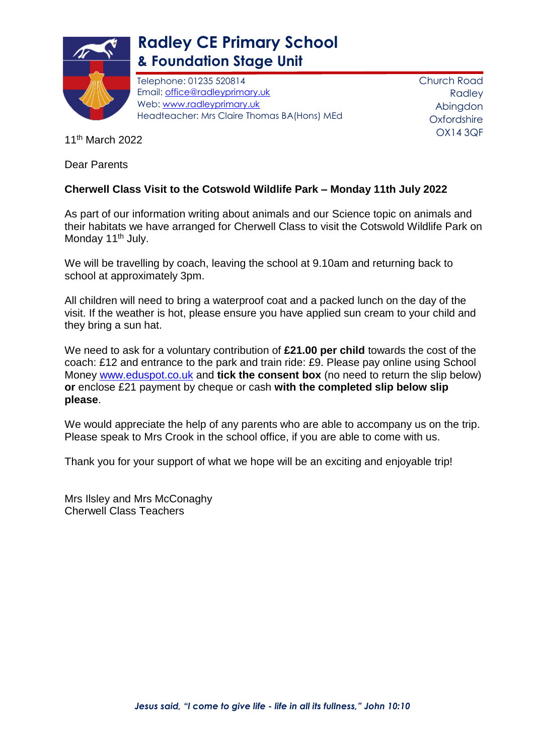# Radley CE Primary School
## & Foundation Stage Unit

Telephone: 01235 520814
Email: office@radleyprimary.uk
Web: www.radleyprimary.uk
Headteacher: Mrs Claire Thomas BA(Hons) MEd

Church Road
Radley
Abingdon
Oxfordshire
OX14 3QF

11th March 2022

Dear Parents

**Cherwell Class Visit to the Cotswold Wildlife Park – Monday 11th July 2022**

As part of our information writing about animals and our Science topic on animals and their habitats we have arranged for Cherwell Class to visit the Cotswold Wildlife Park on Monday 11th July.

We will be travelling by coach, leaving the school at 9.10am and returning back to school at approximately 3pm.

All children will need to bring a waterproof coat and a packed lunch on the day of the visit. If the weather is hot, please ensure you have applied sun cream to your child and they bring a sun hat.

We need to ask for a voluntary contribution of **£21.00 per child** towards the cost of the coach: £12 and entrance to the park and train ride: £9. Please pay online using School Money www.eduspot.co.uk and **tick the consent box** (no need to return the slip below) **or** enclose £21 payment by cheque or cash **with the completed slip below slip please**.

We would appreciate the help of any parents who are able to accompany us on the trip. Please speak to Mrs Crook in the school office, if you are able to come with us.

Thank you for your support of what we hope will be an exciting and enjoyable trip!

Mrs Ilsley and Mrs McConaghy
Cherwell Class Teachers

*Jesus said, "I come to give life - life in all its fullness," John 10:10*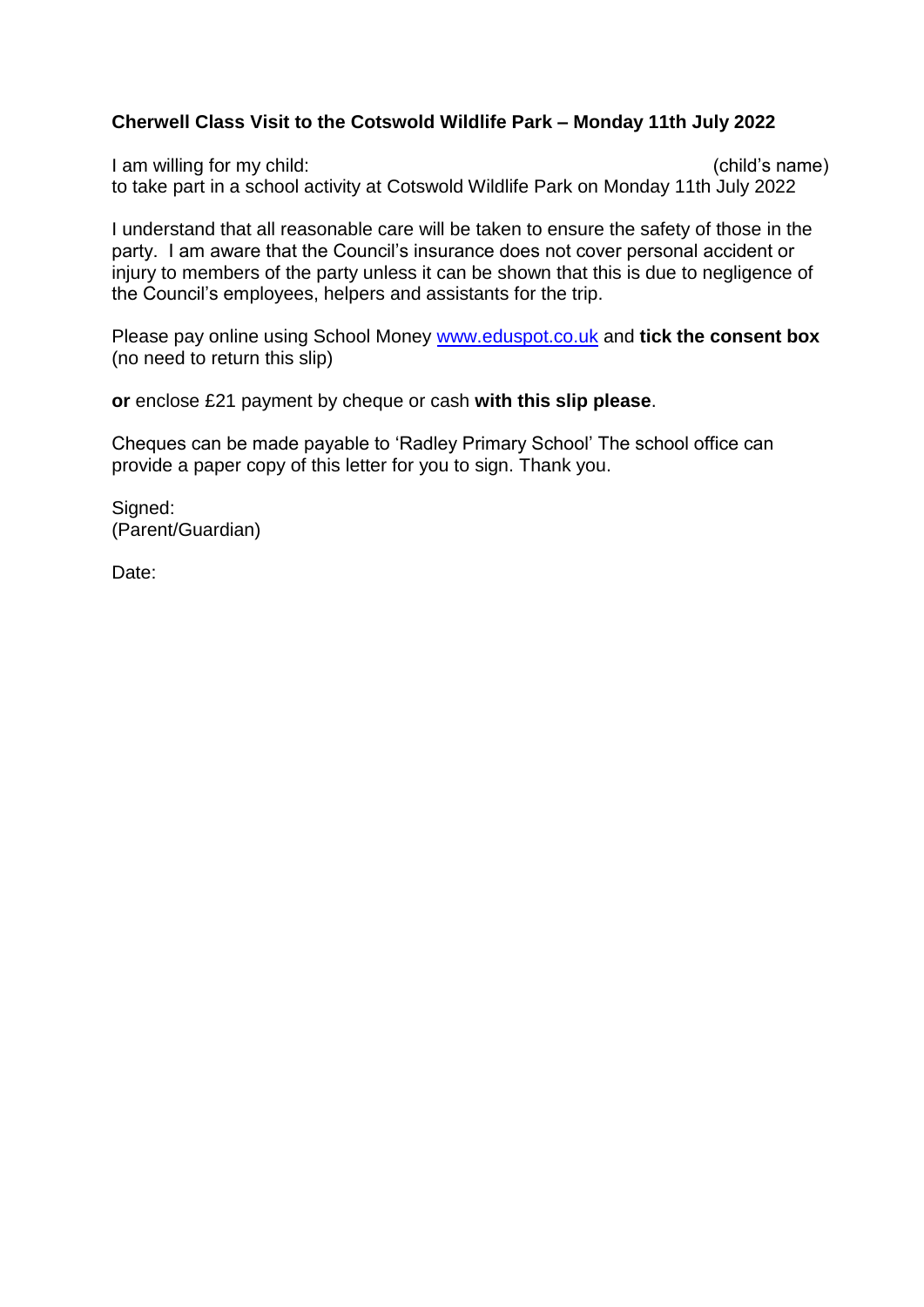**Cherwell Class Visit to the Cotswold Wildlife Park – Monday 11th July 2022**

I am willing for my child: (child's name)
to take part in a school activity at Cotswold Wildlife Park on Monday 11th July 2022

I understand that all reasonable care will be taken to ensure the safety of those in the party. I am aware that the Council's insurance does not cover personal accident or injury to members of the party unless it can be shown that this is due to negligence of the Council's employees, helpers and assistants for the trip.

Please pay online using School Money [www.eduspot.co.uk](www.eduspot.co.uk) and **tick the consent box** (no need to return this slip)

**or** enclose £21 payment by cheque or cash **with this slip please**.

Cheques can be made payable to 'Radley Primary School' The school office can provide a paper copy of this letter for you to sign. Thank you.

Signed:
(Parent/Guardian)

Date: